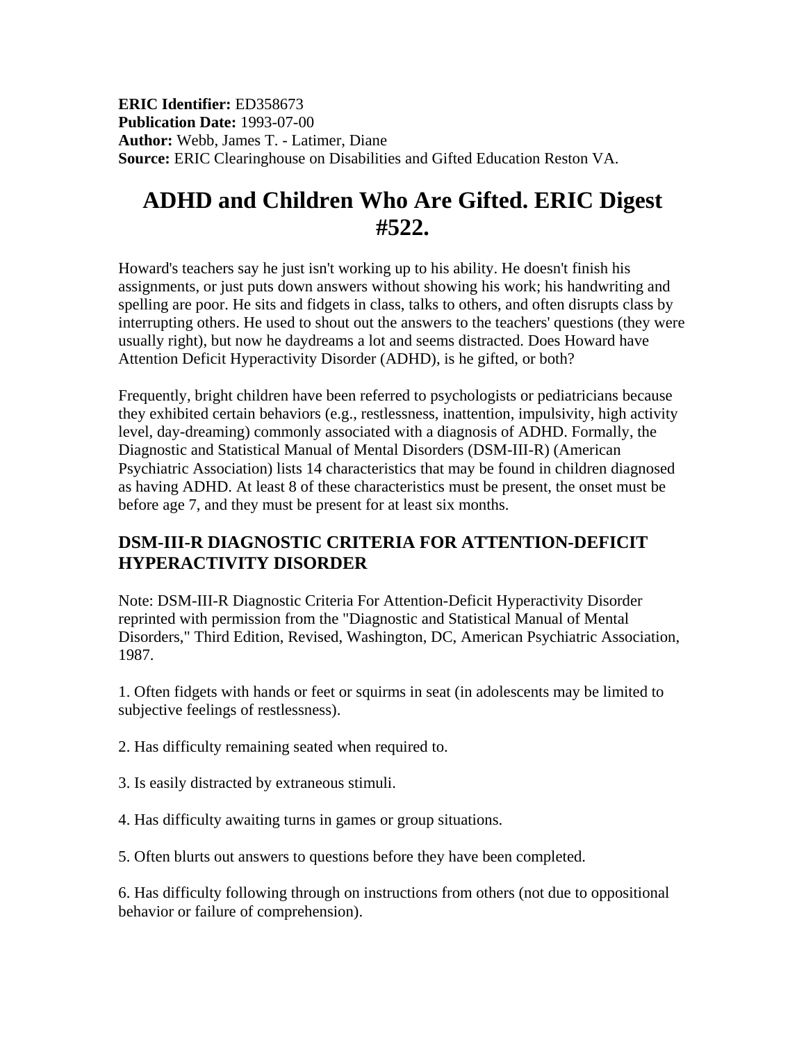**ERIC Identifier:** ED358673
**Publication Date:** 1993-07-00
**Author:** Webb, James T. - Latimer, Diane
**Source:** ERIC Clearinghouse on Disabilities and Gifted Education Reston VA.

# ADHD and Children Who Are Gifted. ERIC Digest #522.

Howard's teachers say he just isn't working up to his ability. He doesn't finish his assignments, or just puts down answers without showing his work; his handwriting and spelling are poor. He sits and fidgets in class, talks to others, and often disrupts class by interrupting others. He used to shout out the answers to the teachers' questions (they were usually right), but now he daydreams a lot and seems distracted. Does Howard have Attention Deficit Hyperactivity Disorder (ADHD), is he gifted, or both?

Frequently, bright children have been referred to psychologists or pediatricians because they exhibited certain behaviors (e.g., restlessness, inattention, impulsivity, high activity level, day-dreaming) commonly associated with a diagnosis of ADHD. Formally, the Diagnostic and Statistical Manual of Mental Disorders (DSM-III-R) (American Psychiatric Association) lists 14 characteristics that may be found in children diagnosed as having ADHD. At least 8 of these characteristics must be present, the onset must be before age 7, and they must be present for at least six months.

## DSM-III-R DIAGNOSTIC CRITERIA FOR ATTENTION-DEFICIT HYPERACTIVITY DISORDER

Note: DSM-III-R Diagnostic Criteria For Attention-Deficit Hyperactivity Disorder reprinted with permission from the "Diagnostic and Statistical Manual of Mental Disorders," Third Edition, Revised, Washington, DC, American Psychiatric Association, 1987.

1. Often fidgets with hands or feet or squirms in seat (in adolescents may be limited to subjective feelings of restlessness).

2. Has difficulty remaining seated when required to.

3. Is easily distracted by extraneous stimuli.

4. Has difficulty awaiting turns in games or group situations.

5. Often blurts out answers to questions before they have been completed.

6. Has difficulty following through on instructions from others (not due to oppositional behavior or failure of comprehension).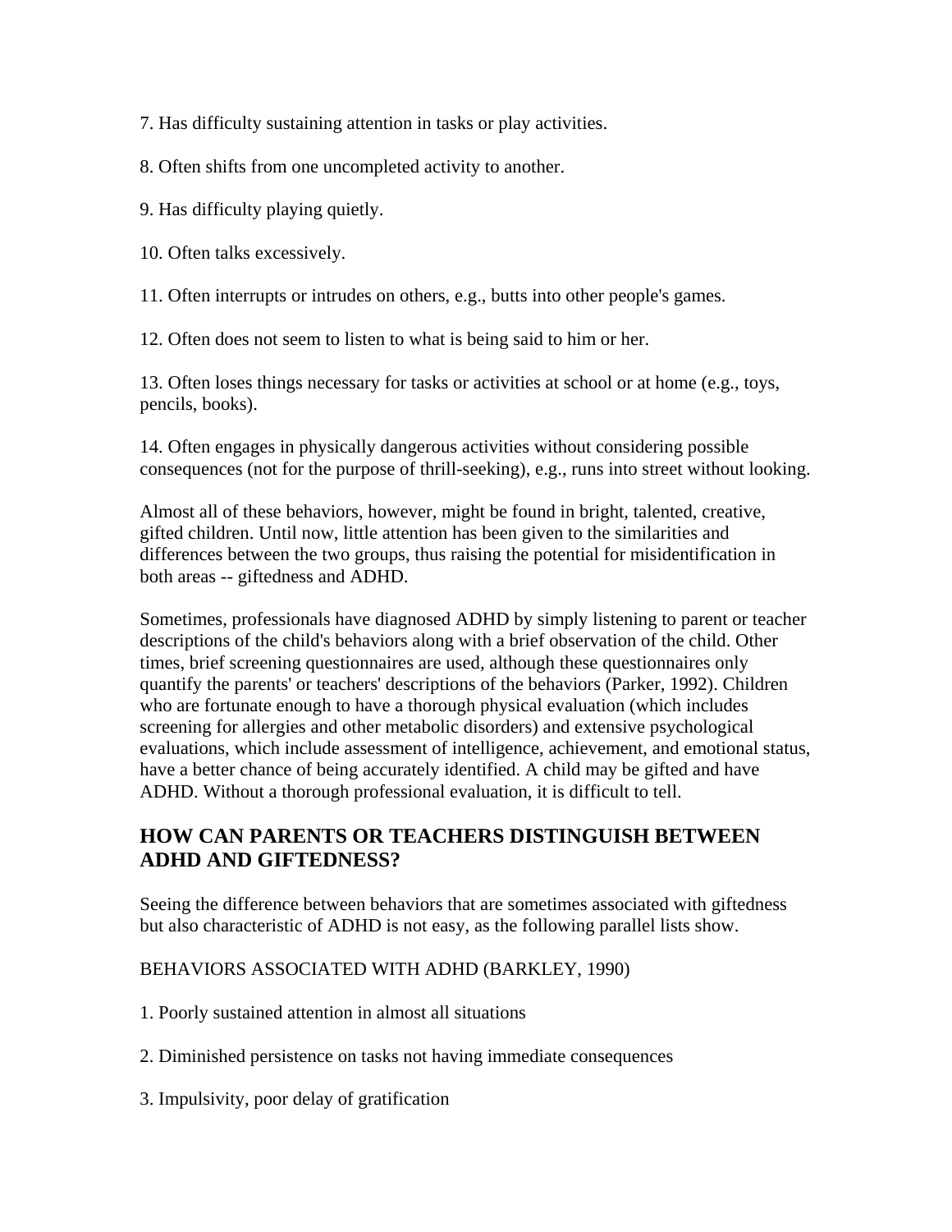7. Has difficulty sustaining attention in tasks or play activities.

8. Often shifts from one uncompleted activity to another.

9. Has difficulty playing quietly.

10. Often talks excessively.

11. Often interrupts or intrudes on others, e.g., butts into other people's games.

12. Often does not seem to listen to what is being said to him or her.

13. Often loses things necessary for tasks or activities at school or at home (e.g., toys, pencils, books).

14. Often engages in physically dangerous activities without considering possible consequences (not for the purpose of thrill-seeking), e.g., runs into street without looking.

Almost all of these behaviors, however, might be found in bright, talented, creative, gifted children. Until now, little attention has been given to the similarities and differences between the two groups, thus raising the potential for misidentification in both areas -- giftedness and ADHD.

Sometimes, professionals have diagnosed ADHD by simply listening to parent or teacher descriptions of the child's behaviors along with a brief observation of the child. Other times, brief screening questionnaires are used, although these questionnaires only quantify the parents' or teachers' descriptions of the behaviors (Parker, 1992). Children who are fortunate enough to have a thorough physical evaluation (which includes screening for allergies and other metabolic disorders) and extensive psychological evaluations, which include assessment of intelligence, achievement, and emotional status, have a better chance of being accurately identified. A child may be gifted and have ADHD. Without a thorough professional evaluation, it is difficult to tell.

## HOW CAN PARENTS OR TEACHERS DISTINGUISH BETWEEN ADHD AND GIFTEDNESS?

Seeing the difference between behaviors that are sometimes associated with giftedness but also characteristic of ADHD is not easy, as the following parallel lists show.

BEHAVIORS ASSOCIATED WITH ADHD (BARKLEY, 1990)

1. Poorly sustained attention in almost all situations

2. Diminished persistence on tasks not having immediate consequences

3. Impulsivity, poor delay of gratification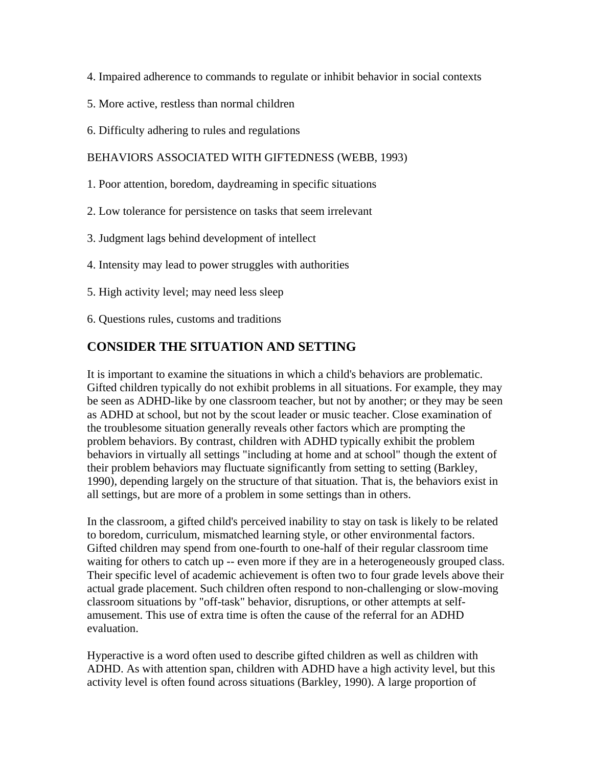4. Impaired adherence to commands to regulate or inhibit behavior in social contexts

5. More active, restless than normal children

6. Difficulty adhering to rules and regulations

BEHAVIORS ASSOCIATED WITH GIFTEDNESS (WEBB, 1993)

1. Poor attention, boredom, daydreaming in specific situations

2. Low tolerance for persistence on tasks that seem irrelevant

3. Judgment lags behind development of intellect

4. Intensity may lead to power struggles with authorities

5. High activity level; may need less sleep

6. Questions rules, customs and traditions

## CONSIDER THE SITUATION AND SETTING

It is important to examine the situations in which a child's behaviors are problematic. Gifted children typically do not exhibit problems in all situations. For example, they may be seen as ADHD-like by one classroom teacher, but not by another; or they may be seen as ADHD at school, but not by the scout leader or music teacher. Close examination of the troublesome situation generally reveals other factors which are prompting the problem behaviors. By contrast, children with ADHD typically exhibit the problem behaviors in virtually all settings "including at home and at school" though the extent of their problem behaviors may fluctuate significantly from setting to setting (Barkley, 1990), depending largely on the structure of that situation. That is, the behaviors exist in all settings, but are more of a problem in some settings than in others.

In the classroom, a gifted child's perceived inability to stay on task is likely to be related to boredom, curriculum, mismatched learning style, or other environmental factors. Gifted children may spend from one-fourth to one-half of their regular classroom time waiting for others to catch up -- even more if they are in a heterogeneously grouped class. Their specific level of academic achievement is often two to four grade levels above their actual grade placement. Such children often respond to non-challenging or slow-moving classroom situations by "off-task" behavior, disruptions, or other attempts at self-amusement. This use of extra time is often the cause of the referral for an ADHD evaluation.

Hyperactive is a word often used to describe gifted children as well as children with ADHD. As with attention span, children with ADHD have a high activity level, but this activity level is often found across situations (Barkley, 1990). A large proportion of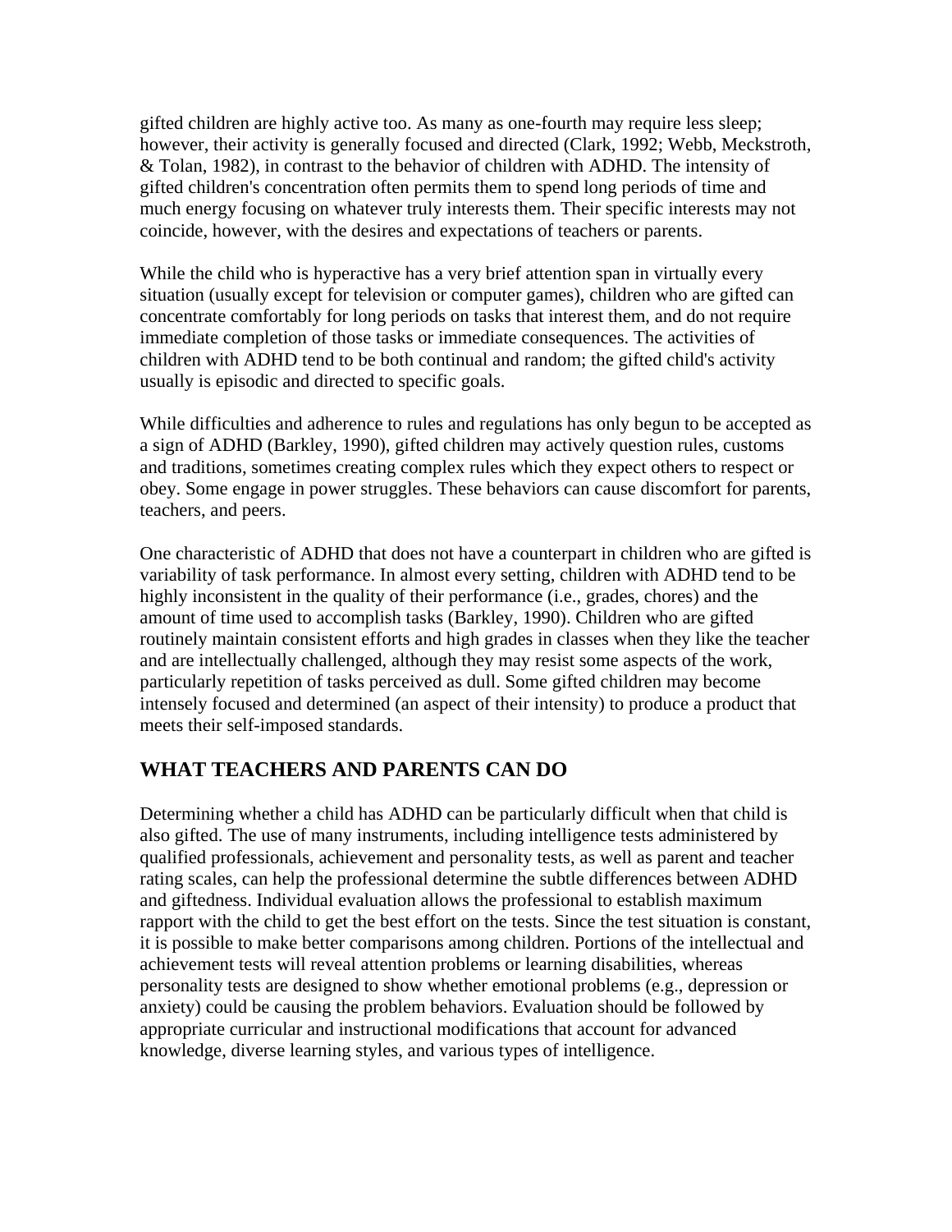gifted children are highly active too. As many as one-fourth may require less sleep; however, their activity is generally focused and directed (Clark, 1992; Webb, Meckstroth, & Tolan, 1982), in contrast to the behavior of children with ADHD. The intensity of gifted children's concentration often permits them to spend long periods of time and much energy focusing on whatever truly interests them. Their specific interests may not coincide, however, with the desires and expectations of teachers or parents.

While the child who is hyperactive has a very brief attention span in virtually every situation (usually except for television or computer games), children who are gifted can concentrate comfortably for long periods on tasks that interest them, and do not require immediate completion of those tasks or immediate consequences. The activities of children with ADHD tend to be both continual and random; the gifted child's activity usually is episodic and directed to specific goals.

While difficulties and adherence to rules and regulations has only begun to be accepted as a sign of ADHD (Barkley, 1990), gifted children may actively question rules, customs and traditions, sometimes creating complex rules which they expect others to respect or obey. Some engage in power struggles. These behaviors can cause discomfort for parents, teachers, and peers.

One characteristic of ADHD that does not have a counterpart in children who are gifted is variability of task performance. In almost every setting, children with ADHD tend to be highly inconsistent in the quality of their performance (i.e., grades, chores) and the amount of time used to accomplish tasks (Barkley, 1990). Children who are gifted routinely maintain consistent efforts and high grades in classes when they like the teacher and are intellectually challenged, although they may resist some aspects of the work, particularly repetition of tasks perceived as dull. Some gifted children may become intensely focused and determined (an aspect of their intensity) to produce a product that meets their self-imposed standards.

## WHAT TEACHERS AND PARENTS CAN DO

Determining whether a child has ADHD can be particularly difficult when that child is also gifted. The use of many instruments, including intelligence tests administered by qualified professionals, achievement and personality tests, as well as parent and teacher rating scales, can help the professional determine the subtle differences between ADHD and giftedness. Individual evaluation allows the professional to establish maximum rapport with the child to get the best effort on the tests. Since the test situation is constant, it is possible to make better comparisons among children. Portions of the intellectual and achievement tests will reveal attention problems or learning disabilities, whereas personality tests are designed to show whether emotional problems (e.g., depression or anxiety) could be causing the problem behaviors. Evaluation should be followed by appropriate curricular and instructional modifications that account for advanced knowledge, diverse learning styles, and various types of intelligence.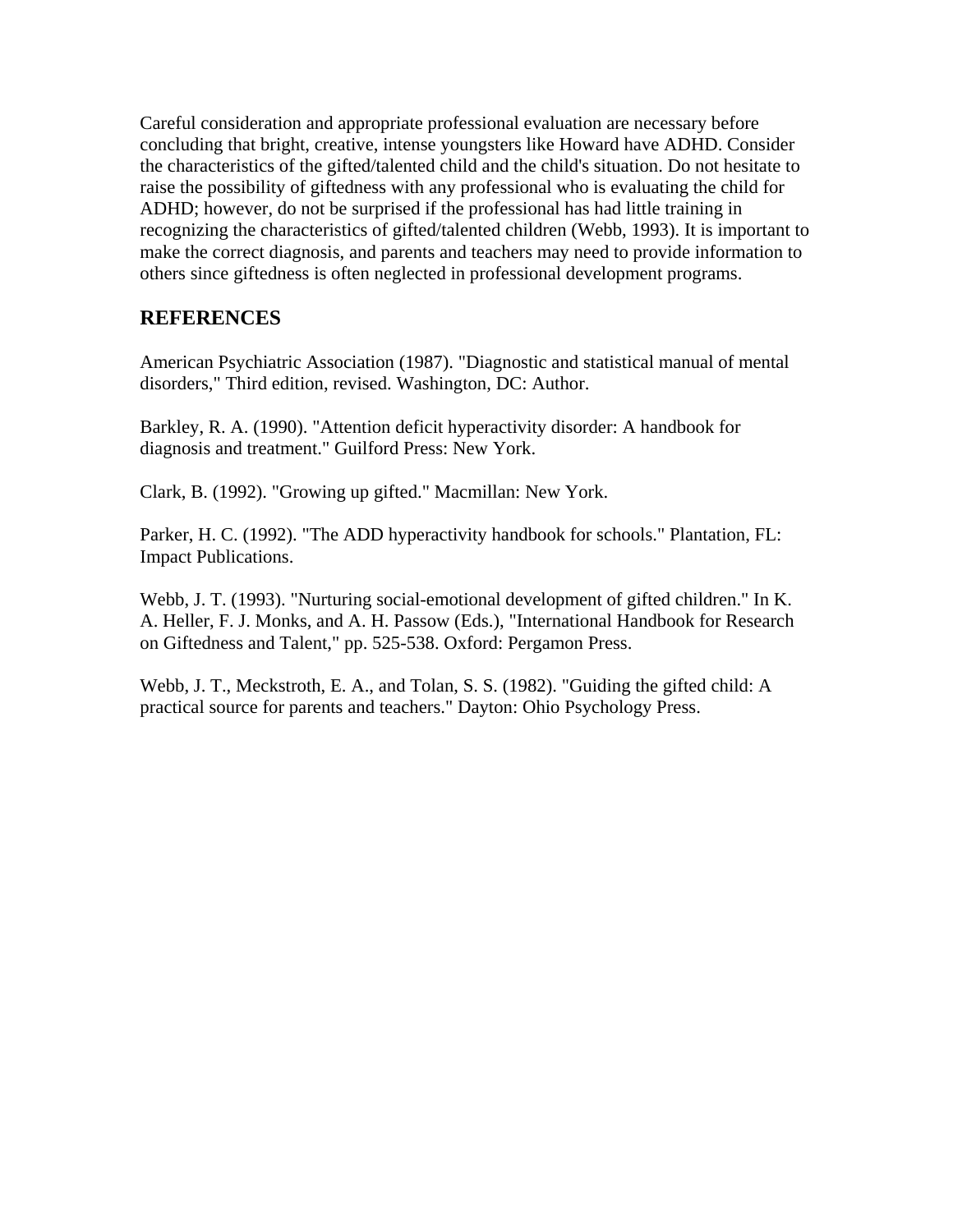Careful consideration and appropriate professional evaluation are necessary before concluding that bright, creative, intense youngsters like Howard have ADHD. Consider the characteristics of the gifted/talented child and the child's situation. Do not hesitate to raise the possibility of giftedness with any professional who is evaluating the child for ADHD; however, do not be surprised if the professional has had little training in recognizing the characteristics of gifted/talented children (Webb, 1993). It is important to make the correct diagnosis, and parents and teachers may need to provide information to others since giftedness is often neglected in professional development programs.

## REFERENCES

American Psychiatric Association (1987). "Diagnostic and statistical manual of mental disorders," Third edition, revised. Washington, DC: Author.

Barkley, R. A. (1990). "Attention deficit hyperactivity disorder: A handbook for diagnosis and treatment." Guilford Press: New York.

Clark, B. (1992). "Growing up gifted." Macmillan: New York.

Parker, H. C. (1992). "The ADD hyperactivity handbook for schools." Plantation, FL: Impact Publications.

Webb, J. T. (1993). "Nurturing social-emotional development of gifted children." In K. A. Heller, F. J. Monks, and A. H. Passow (Eds.), "International Handbook for Research on Giftedness and Talent," pp. 525-538. Oxford: Pergamon Press.

Webb, J. T., Meckstroth, E. A., and Tolan, S. S. (1982). "Guiding the gifted child: A practical source for parents and teachers." Dayton: Ohio Psychology Press.